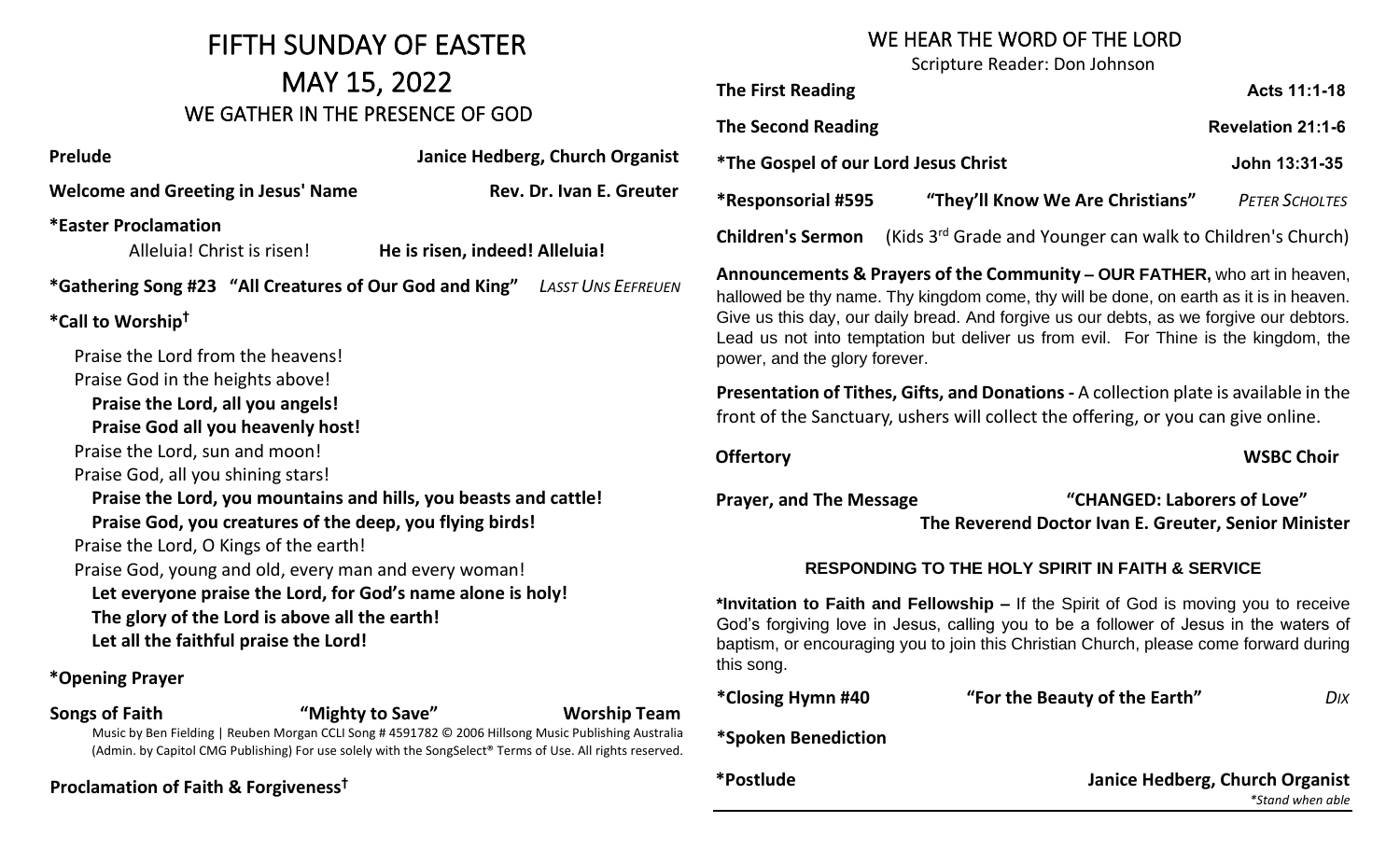# FIFTH SUNDAY OF EASTER

# MAY 15, 2022

## WE GATHER IN THE PRESENCE OF GOD

**Prelude** — **Janice Hedberg, Church Organist**

**Welcome and Greeting in Jesus' Name** — **Rev. Dr. Ivan E. Greuter**

**\*Easter Proclamation**

Alleluia! Christ is risen! **He is risen, indeed! Alleluia!**

**\*Gathering Song #23 "All Creatures of Our God and King"** *LASST UNS EEFREUEN*

**\*Call to Worship†**

Praise the Lord from the heavens!
Praise God in the heights above!
**Praise the Lord, all you angels!**
**Praise God all you heavenly host!**
Praise the Lord, sun and moon!
Praise God, all you shining stars!
**Praise the Lord, you mountains and hills, you beasts and cattle!**
**Praise God, you creatures of the deep, you flying birds!**
Praise the Lord, O Kings of the earth!
Praise God, young and old, every man and every woman!
**Let everyone praise the Lord, for God's name alone is holy!**
**The glory of the Lord is above all the earth!**
**Let all the faithful praise the Lord!**

**\*Opening Prayer**

**Songs of Faith** **"Mighty to Save"** **Worship Team**

Music by Ben Fielding | Reuben Morgan CCLI Song # 4591782 © 2006 Hillsong Music Publishing Australia (Admin. by Capitol CMG Publishing) For use solely with the SongSelect® Terms of Use. All rights reserved.

**Proclamation of Faith & Forgiveness†**

## WE HEAR THE WORD OF THE LORD

Scripture Reader: Don Johnson

**The First Reading** — **Acts 11:1-18**

**The Second Reading** — **Revelation 21:1-6**

**\*The Gospel of our Lord Jesus Christ** — **John 13:31-35**

**\*Responsorial #595** **"They'll Know We Are Christians"** *PETER SCHOLTES*

**Children's Sermon** (Kids 3rd Grade and Younger can walk to Children's Church)

**Announcements & Prayers of the Community – OUR FATHER,** who art in heaven, hallowed be thy name. Thy kingdom come, thy will be done, on earth as it is in heaven. Give us this day, our daily bread. And forgive us our debts, as we forgive our debtors. Lead us not into temptation but deliver us from evil. For Thine is the kingdom, the power, and the glory forever.

**Presentation of Tithes, Gifts, and Donations -** A collection plate is available in the front of the Sanctuary, ushers will collect the offering, or you can give online.

**Offertory** — **WSBC Choir**

**Prayer, and The Message** **"CHANGED: Laborers of Love"**
**The Reverend Doctor Ivan E. Greuter, Senior Minister**

### RESPONDING TO THE HOLY SPIRIT IN FAITH & SERVICE

**\*Invitation to Faith and Fellowship –** If the Spirit of God is moving you to receive God's forgiving love in Jesus, calling you to be a follower of Jesus in the waters of baptism, or encouraging you to join this Christian Church, please come forward during this song.

**\*Closing Hymn #40** **"For the Beauty of the Earth"** *DIX*

**\*Spoken Benediction**

**\*Postlude** — **Janice Hedberg, Church Organist**

*\*Stand when able*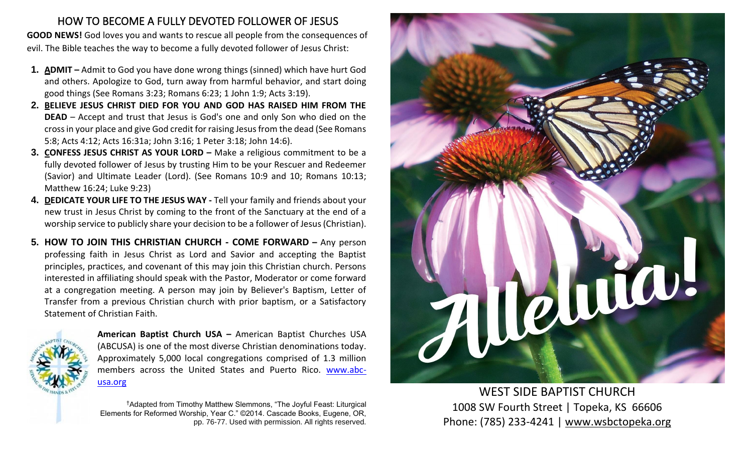# HOW TO BECOME A FULLY DEVOTED FOLLOWER OF JESUS

**GOOD NEWS!** God loves you and wants to rescue all people from the consequences of evil. The Bible teaches the way to become a fully devoted follower of Jesus Christ:

1. **ADMIT –** Admit to God you have done wrong things (sinned) which have hurt God and others. Apologize to God, turn away from harmful behavior, and start doing good things (See Romans 3:23; Romans 6:23; 1 John 1:9; Acts 3:19).
2. **BELIEVE JESUS CHRIST DIED FOR YOU AND GOD HAS RAISED HIM FROM THE DEAD** – Accept and trust that Jesus is God's one and only Son who died on the cross in your place and give God credit for raising Jesus from the dead (See Romans 5:8; Acts 4:12; Acts 16:31a; John 3:16; 1 Peter 3:18; John 14:6).
3. **CONFESS JESUS CHRIST AS YOUR LORD –** Make a religious commitment to be a fully devoted follower of Jesus by trusting Him to be your Rescuer and Redeemer (Savior) and Ultimate Leader (Lord). (See Romans 10:9 and 10; Romans 10:13; Matthew 16:24; Luke 9:23)
4. **DEDICATE YOUR LIFE TO THE JESUS WAY -** Tell your family and friends about your new trust in Jesus Christ by coming to the front of the Sanctuary at the end of a worship service to publicly share your decision to be a follower of Jesus (Christian).
5. **HOW TO JOIN THIS CHRISTIAN CHURCH - COME FORWARD –** Any person professing faith in Jesus Christ as Lord and Savior and accepting the Baptist principles, practices, and covenant of this may join this Christian church. Persons interested in affiliating should speak with the Pastor, Moderator or come forward at a congregation meeting. A person may join by Believer's Baptism, Letter of Transfer from a previous Christian church with prior baptism, or a Satisfactory Statement of Christian Faith.

**American Baptist Church USA –** American Baptist Churches USA (ABCUSA) is one of the most diverse Christian denominations today. Approximately 5,000 local congregations comprised of 1.3 million members across the United States and Puerto Rico. www.abc-usa.org

†Adapted from Timothy Matthew Slemmons, "The Joyful Feast: Liturgical Elements for Reformed Worship, Year C." ©2014. Cascade Books, Eugene, OR, pp. 76-77. Used with permission. All rights reserved.

Alleluia!

WEST SIDE BAPTIST CHURCH
1008 SW Fourth Street | Topeka, KS 66606
Phone: (785) 233-4241 | www.wsbctopeka.org